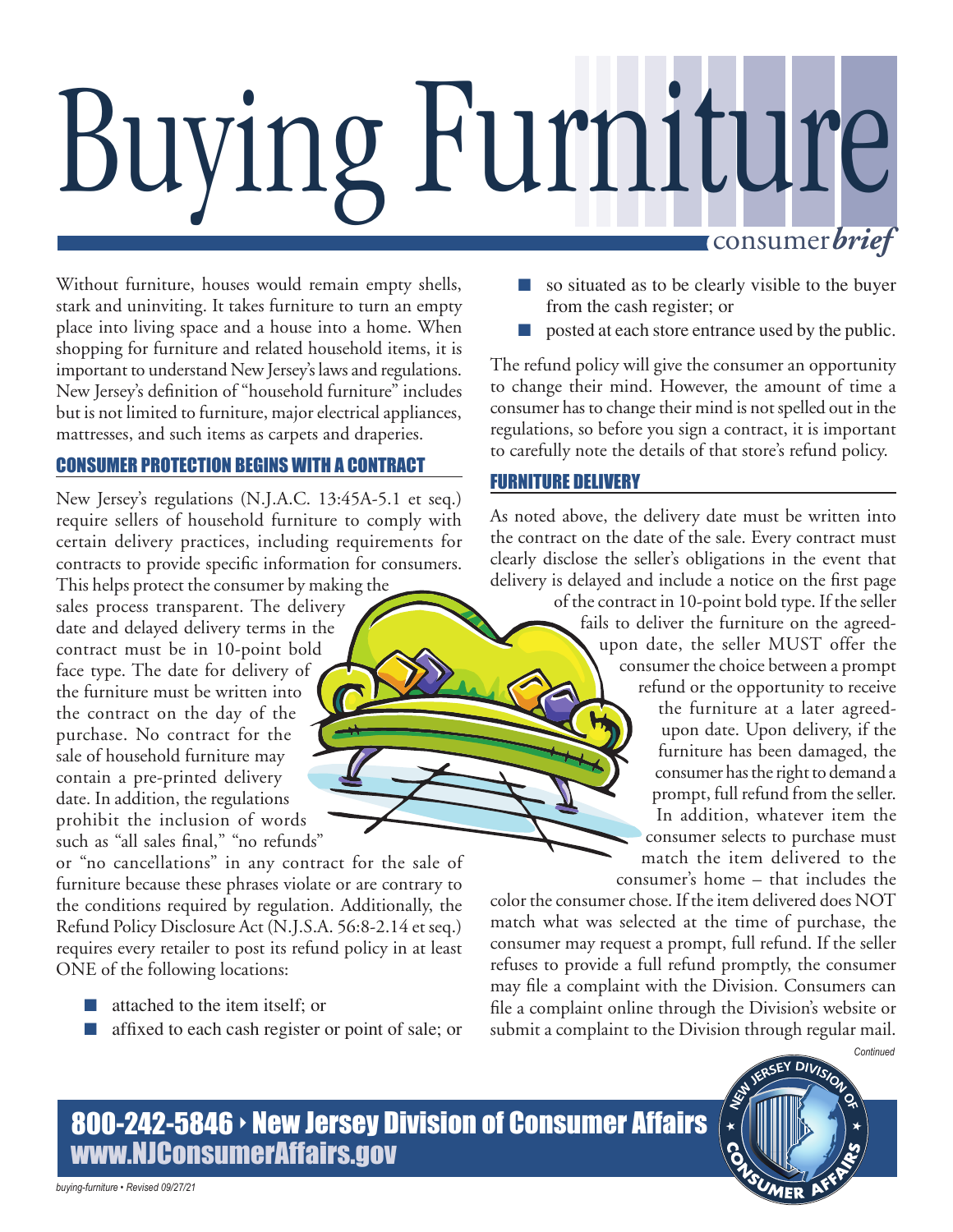# Buying Furniture

consumer *brief*

Without furniture, houses would remain empty shells, stark and uninviting. It takes furniture to turn an empty place into living space and a house into a home. When shopping for furniture and related household items, it is important to understand New Jersey's laws and regulations. New Jersey's definition of "household furniture" includes but is not limited to furniture, major electrical appliances, mattresses, and such items as carpets and draperies.

## CONSUMER PROTECTION BEGINS WITH A CONTRACT

New Jersey's regulations (N.J.A.C. 13:45A-5.1 et seq.) require sellers of household furniture to comply with certain delivery practices, including requirements for contracts to provide specific information for consumers. This helps protect the consumer by making the sales process transparent. The delivery date and delayed delivery terms in the contract must be in 10-point bold face type. The date for delivery of the furniture must be written into the contract on the day of the purchase. No contract for the sale of household furniture may contain a pre-printed delivery date. In addition, the regulations prohibit the inclusion of words such as "all sales final," "no refunds" or "no cancellations" in any contract for the sale of furniture because these phrases violate or are contrary to the conditions required by regulation. Additionally, the Refund Policy Disclosure Act (N.J.S.A. 56:8-2.14 et seq.) requires every retailer to post its refund policy in at least ONE of the following locations:

- attached to the item itself; or
- affixed to each cash register or point of sale; or
- so situated as to be clearly visible to the buyer from the cash register; or
- posted at each store entrance used by the public.

The refund policy will give the consumer an opportunity to change their mind. However, the amount of time a consumer has to change their mind is not spelled out in the regulations, so before you sign a contract, it is important to carefully note the details of that store's refund policy.

## FURNITURE DELIVERY

As noted above, the delivery date must be written into the contract on the date of the sale. Every contract must clearly disclose the seller's obligations in the event that delivery is delayed and include a notice on the first page of the contract in 10-point bold type. If the seller fails to deliver the furniture on the agreed-upon date, the seller MUST offer the consumer the choice between a prompt refund or the opportunity to receive the furniture at a later agreed-upon date. Upon delivery, if the furniture has been damaged, the consumer has the right to demand a prompt, full refund from the seller. In addition, whatever item the consumer selects to purchase must match the item delivered to the consumer's home – that includes the color the consumer chose. If the item delivered does NOT match what was selected at the time of purchase, the consumer may request a prompt, full refund. If the seller refuses to provide a full refund promptly, the consumer may file a complaint with the Division. Consumers can file a complaint online through the Division's website or submit a complaint to the Division through regular mail.

*Continued*

**800-242-5846 › New Jersey Division of Consumer Affairs**
**www.NJConsumerAffairs.gov**

buying-furniture • Revised 09/27/21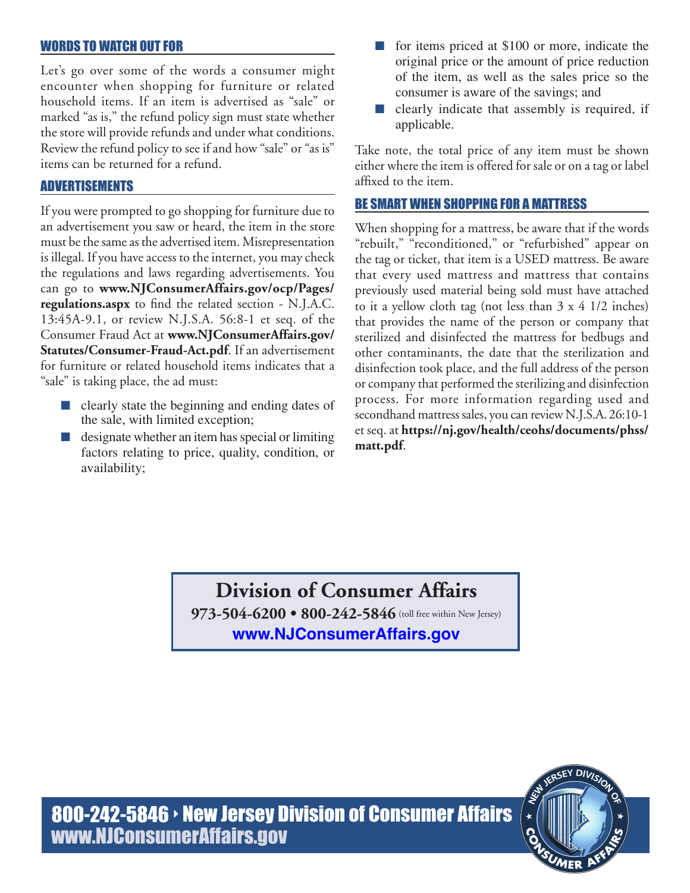## WORDS TO WATCH OUT FOR

Let's go over some of the words a consumer might encounter when shopping for furniture or related household items. If an item is advertised as "sale" or marked "as is," the refund policy sign must state whether the store will provide refunds and under what conditions. Review the refund policy to see if and how "sale" or "as is" items can be returned for a refund.

## ADVERTISEMENTS

If you were prompted to go shopping for furniture due to an advertisement you saw or heard, the item in the store must be the same as the advertised item. Misrepresentation is illegal. If you have access to the internet, you may check the regulations and laws regarding advertisements. You can go to **www.NJConsumerAffairs.gov/ocp/Pages/regulations.aspx** to find the related section - N.J.A.C. 13:45A-9.1, or review N.J.S.A. 56:8-1 et seq. of the Consumer Fraud Act at **www.NJConsumerAffairs.gov/Statutes/Consumer-Fraud-Act.pdf**. If an advertisement for furniture or related household items indicates that a "sale" is taking place, the ad must:

- clearly state the beginning and ending dates of the sale, with limited exception;
- designate whether an item has special or limiting factors relating to price, quality, condition, or availability;
- for items priced at $100 or more, indicate the original price or the amount of price reduction of the item, as well as the sales price so the consumer is aware of the savings; and
- clearly indicate that assembly is required, if applicable.

Take note, the total price of any item must be shown either where the item is offered for sale or on a tag or label affixed to the item.

## BE SMART WHEN SHOPPING FOR A MATTRESS

When shopping for a mattress, be aware that if the words "rebuilt," "reconditioned," or "refurbished" appear on the tag or ticket, that item is a USED mattress. Be aware that every used mattress and mattress that contains previously used material being sold must have attached to it a yellow cloth tag (not less than 3 x 4 1/2 inches) that provides the name of the person or company that sterilized and disinfected the mattress for bedbugs and other contaminants, the date that the sterilization and disinfection took place, and the full address of the person or company that performed the sterilizing and disinfection process. For more information regarding used and secondhand mattress sales, you can review N.J.S.A. 26:10-1 et seq. at **https://nj.gov/health/ceohs/documents/phss/matt.pdf**.

**Division of Consumer Affairs**
**973-504-6200 • 800-242-5846** (toll free within New Jersey)
**www.NJConsumerAffairs.gov**

800-242-5846 › New Jersey Division of Consumer Affairs
www.NJConsumerAffairs.gov